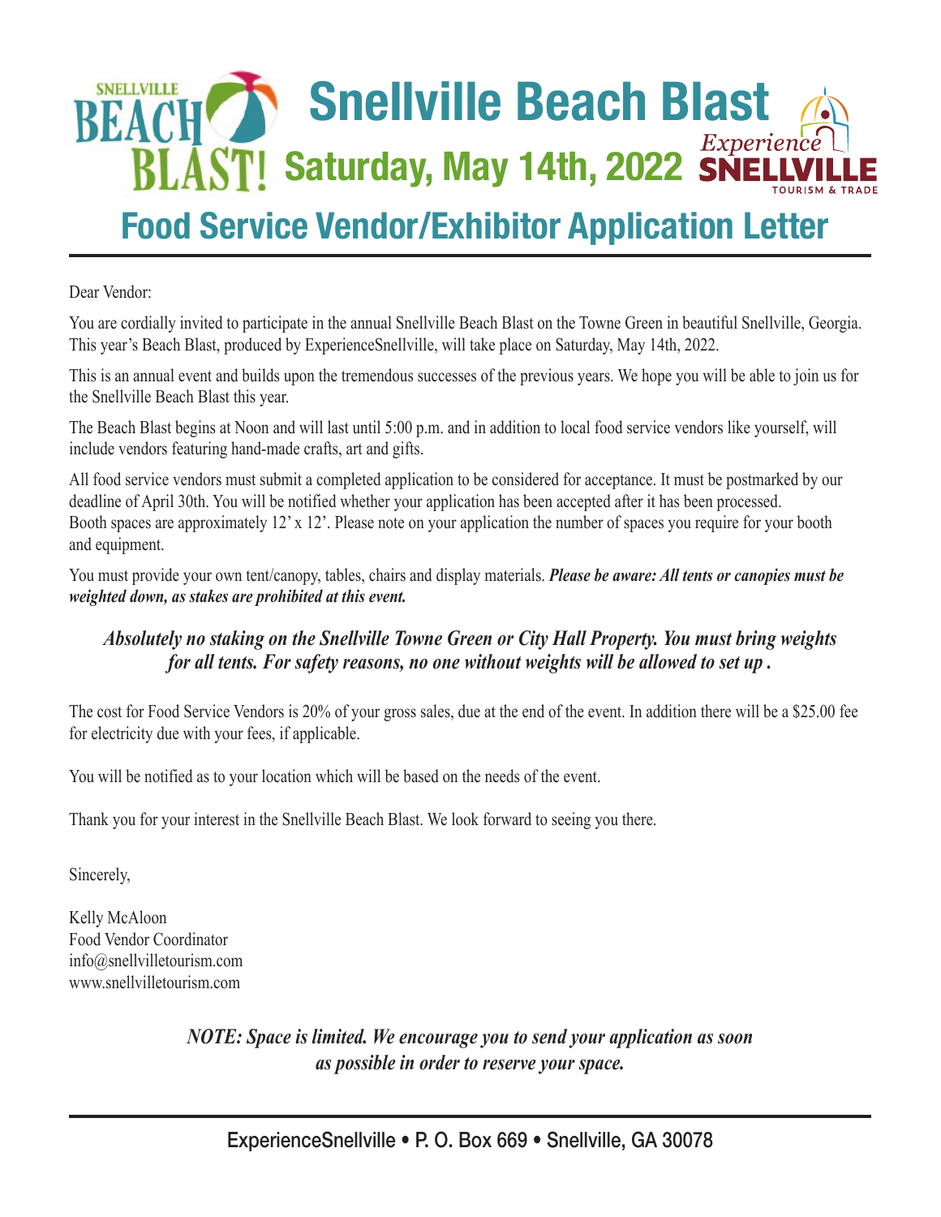# Snellville Beach Blast

## Saturday, May 14th, 2022

# Food Service Vendor/Exhibitor Application Letter

Dear Vendor:

You are cordially invited to participate in the annual Snellville Beach Blast on the Towne Green in beautiful Snellville, Georgia. This year's Beach Blast, produced by ExperienceSnellville, will take place on Saturday, May 14th, 2022.

This is an annual event and builds upon the tremendous successes of the previous years. We hope you will be able to join us for the Snellville Beach Blast this year.

The Beach Blast begins at Noon and will last until 5:00 p.m. and in addition to local food service vendors like yourself, will include vendors featuring hand-made crafts, art and gifts.

All food service vendors must submit a completed application to be considered for acceptance. It must be postmarked by our deadline of April 30th. You will be notified whether your application has been accepted after it has been processed. Booth spaces are approximately 12' x 12'. Please note on your application the number of spaces you require for your booth and equipment.

You must provide your own tent/canopy, tables, chairs and display materials. ***Please be aware: All tents or canopies must be weighted down, as stakes are prohibited at this event.***

***Absolutely no staking on the Snellville Towne Green or City Hall Property. You must bring weights for all tents. For safety reasons, no one without weights will be allowed to set up .***

The cost for Food Service Vendors is 20% of your gross sales, due at the end of the event. In addition there will be a $25.00 fee for electricity due with your fees, if applicable.

You will be notified as to your location which will be based on the needs of the event.

Thank you for your interest in the Snellville Beach Blast. We look forward to seeing you there.

Sincerely,

Kelly McAloon
Food Vendor Coordinator
info@snellvilletourism.com
www.snellvilletourism.com

***NOTE: Space is limited. We encourage you to send your application as soon as possible in order to reserve your space.***

ExperienceSnellville • P. O. Box 669 • Snellville, GA 30078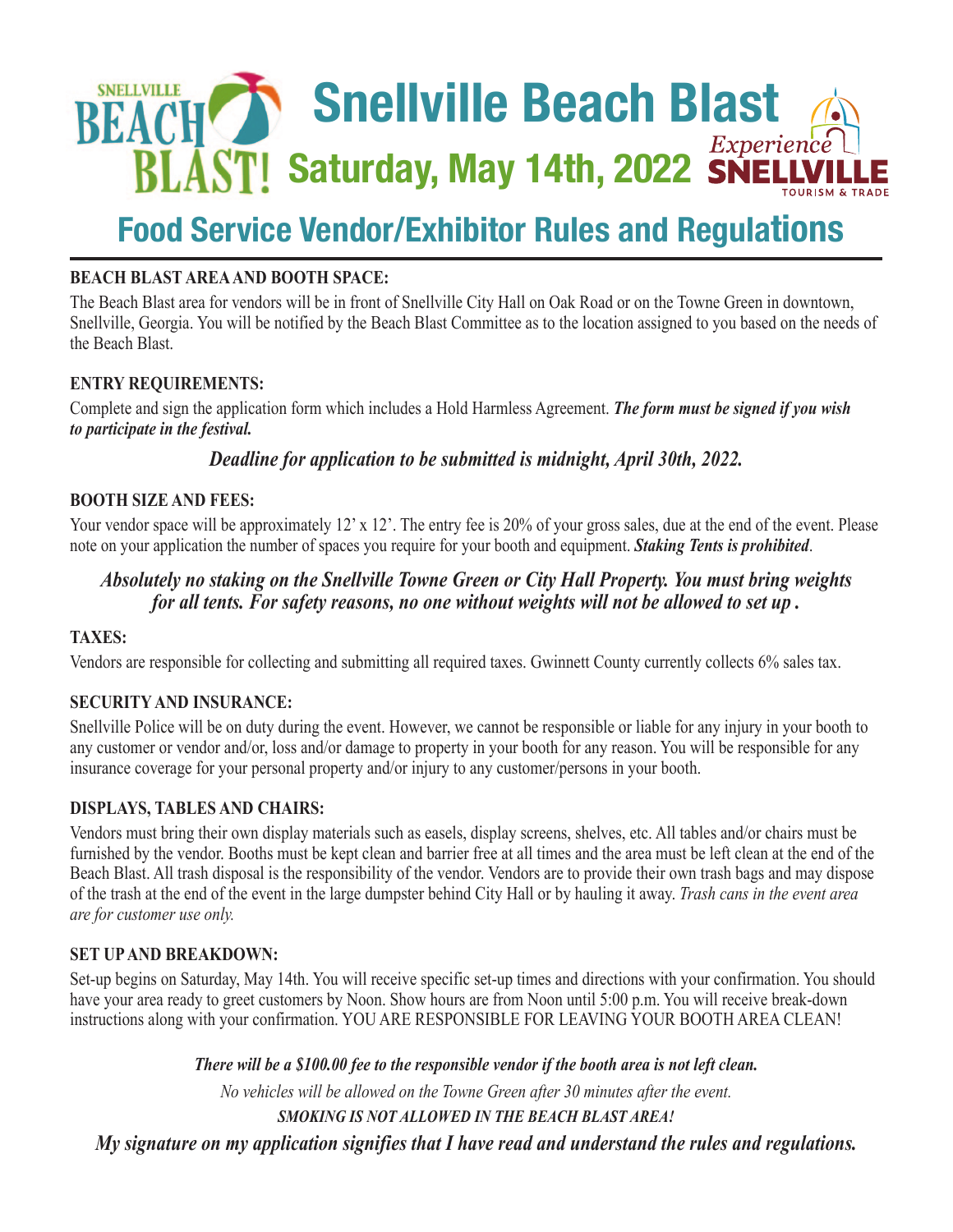# Snellville Beach Blast

## Saturday, May 14th, 2022

# Food Service Vendor/Exhibitor Rules and Regulations

**BEACH BLAST AREA AND BOOTH SPACE:**

The Beach Blast area for vendors will be in front of Snellville City Hall on Oak Road or on the Towne Green in downtown, Snellville, Georgia. You will be notified by the Beach Blast Committee as to the location assigned to you based on the needs of the Beach Blast.

**ENTRY REQUIREMENTS:**

Complete and sign the application form which includes a Hold Harmless Agreement. ***The form must be signed if you wish to participate in the festival.***

***Deadline for application to be submitted is midnight, April 30th, 2022.***

**BOOTH SIZE AND FEES:**

Your vendor space will be approximately 12' x 12'. The entry fee is 20% of your gross sales, due at the end of the event. Please note on your application the number of spaces you require for your booth and equipment. ***Staking Tents is prohibited***.

***Absolutely no staking on the Snellville Towne Green or City Hall Property. You must bring weights for all tents. For safety reasons, no one without weights will not be allowed to set up .***

**TAXES:**

Vendors are responsible for collecting and submitting all required taxes. Gwinnett County currently collects 6% sales tax.

**SECURITY AND INSURANCE:**

Snellville Police will be on duty during the event. However, we cannot be responsible or liable for any injury in your booth to any customer or vendor and/or, loss and/or damage to property in your booth for any reason. You will be responsible for any insurance coverage for your personal property and/or injury to any customer/persons in your booth.

**DISPLAYS, TABLES AND CHAIRS:**

Vendors must bring their own display materials such as easels, display screens, shelves, etc. All tables and/or chairs must be furnished by the vendor. Booths must be kept clean and barrier free at all times and the area must be left clean at the end of the Beach Blast. All trash disposal is the responsibility of the vendor. Vendors are to provide their own trash bags and may dispose of the trash at the end of the event in the large dumpster behind City Hall or by hauling it away. *Trash cans in the event area are for customer use only.*

**SET UP AND BREAKDOWN:**

Set-up begins on Saturday, May 14th. You will receive specific set-up times and directions with your confirmation. You should have your area ready to greet customers by Noon. Show hours are from Noon until 5:00 p.m. You will receive break-down instructions along with your confirmation. YOU ARE RESPONSIBLE FOR LEAVING YOUR BOOTH AREA CLEAN!

***There will be a $100.00 fee to the responsible vendor if the booth area is not left clean.***

*No vehicles will be allowed on the Towne Green after 30 minutes after the event.*

***SMOKING IS NOT ALLOWED IN THE BEACH BLAST AREA!***

***My signature on my application signifies that I have read and understand the rules and regulations.***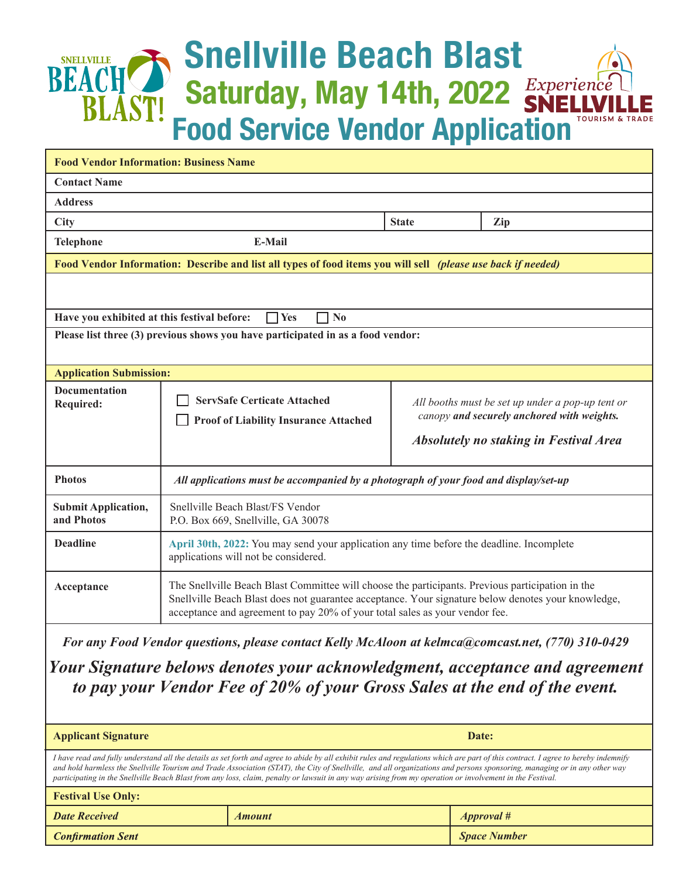# Snellville Beach Blast

## Saturday, May 14th, 2022

# Food Service Vendor Application

SNELLVILLE BEACH BLAST!

Experience SNELLVILLE TOURISM & TRADE

| | | |
|---|---|---|
| **Food Vendor Information: Business Name** | | |
| **Contact Name** | | |
| **Address** | | |
| **City** | **State** | **Zip** |
| **Telephone** | **E-Mail** | |

**Food Vendor Information: Describe and list all types of food items you will sell** ***(please use back if needed)***

**Have you exhibited at this festival before:** ☐ **Yes** ☐ **No**

**Please list three (3) previous shows you have participated in as a food vendor:**

**Application Submission:**

| | | |
|---|---|---|
| **Documentation Required:** | ☐ **ServSafe Certicate Attached**<br>☐ **Proof of Liability Insurance Attached** | *All booths must be set up under a pop-up tent or canopy* ***and securely anchored with weights.***<br>***Absolutely no staking in Festival Area*** |
| **Photos** | ***All applications must be accompanied by a photograph of your food and display/set-up*** | |
| **Submit Application, and Photos** | Snellville Beach Blast/FS Vendor<br>P.O. Box 669, Snellville, GA 30078 | |
| **Deadline** | **April 30th, 2022:** You may send your application any time before the deadline. Incomplete applications will not be considered. | |
| **Acceptance** | The Snellville Beach Blast Committee will choose the participants. Previous participation in the Snellville Beach Blast does not guarantee acceptance. Your signature below denotes your knowledge, acceptance and agreement to pay 20% of your total sales as your vendor fee. | |

***For any Food Vendor questions, please contact Kelly McAloon at kelmca@comcast.net, (770) 310-0429***

***Your Signature belows denotes your acknowledgment, acceptance and agreement to pay your Vendor Fee of 20% of your Gross Sales at the end of the event.***

**Applicant Signature** **Date:**

*I have read and fully understand all the details as set forth and agree to abide by all exhibit rules and regulations which are part of this contract. I agree to hereby indemnify and hold harmless the Snellville Tourism and Trade Association (STAT), the City of Snellville, and all organizations and persons sponsoring, managing or in any other way participating in the Snellville Beach Blast from any loss, claim, penalty or lawsuit in any way arising from my operation or involvement in the Festival.*

**Festival Use Only:**

| | | |
|---|---|---|
| ***Date Received*** | ***Amount*** | ***Approval #*** |
| ***Confirmation Sent*** | | ***Space Number*** |